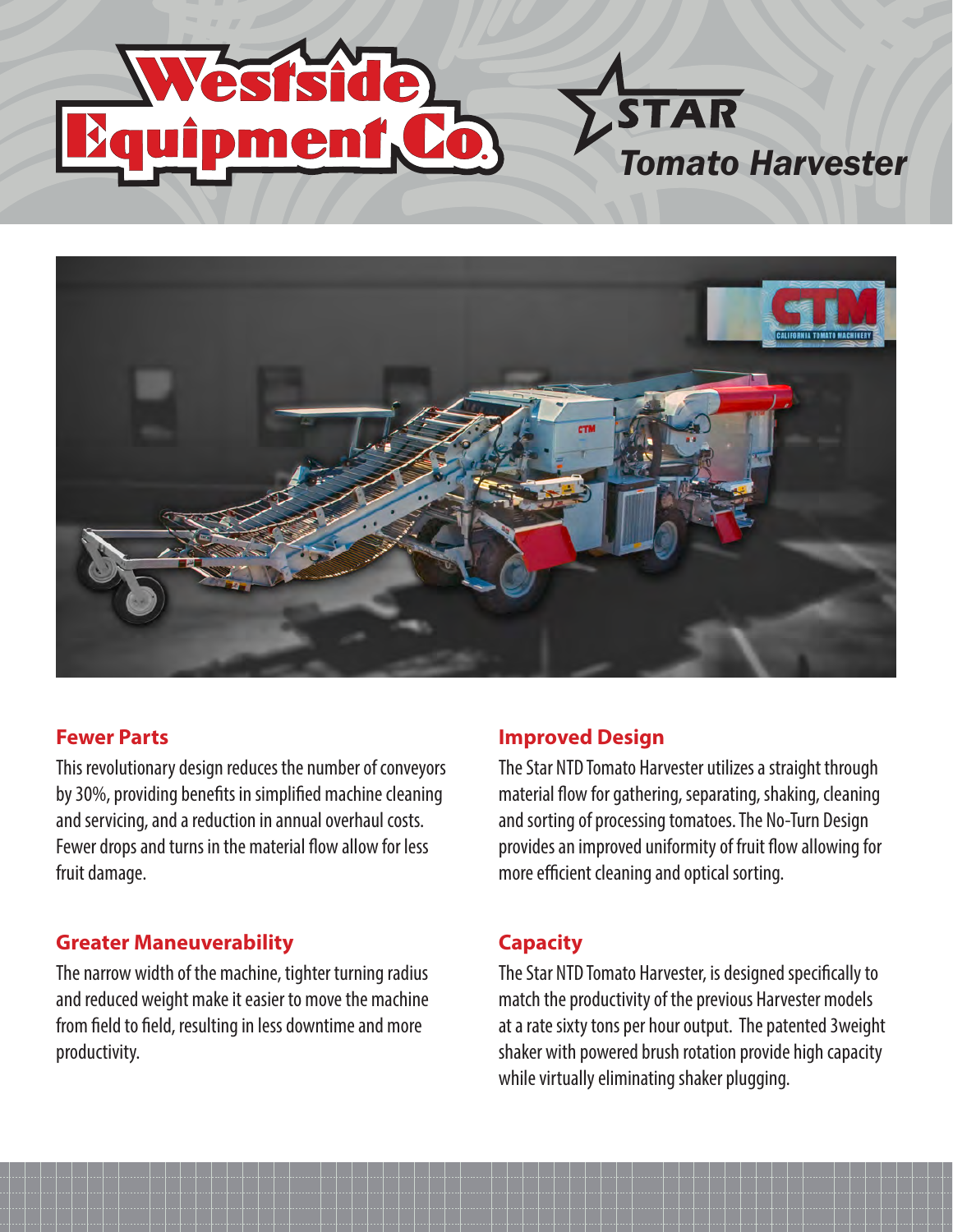# Westside Equipment Co.

# STAR Tomato Harvester

## Fewer Parts

This revolutionary design reduces the number of conveyors by 30%, providing benefits in simplified machine cleaning and servicing, and a reduction in annual overhaul costs. Fewer drops and turns in the material flow allow for less fruit damage.

## Greater Maneuverability

The narrow width of the machine, tighter turning radius and reduced weight make it easier to move the machine from field to field, resulting in less downtime and more productivity.

## Improved Design

The Star NTD Tomato Harvester utilizes a straight through material flow for gathering, separating, shaking, cleaning and sorting of processing tomatoes. The No-Turn Design provides an improved uniformity of fruit flow allowing for more efficient cleaning and optical sorting.

## Capacity

The Star NTD Tomato Harvester, is designed specifically to match the productivity of the previous Harvester models at a rate sixty tons per hour output. The patented 3weight shaker with powered brush rotation provide high capacity while virtually eliminating shaker plugging.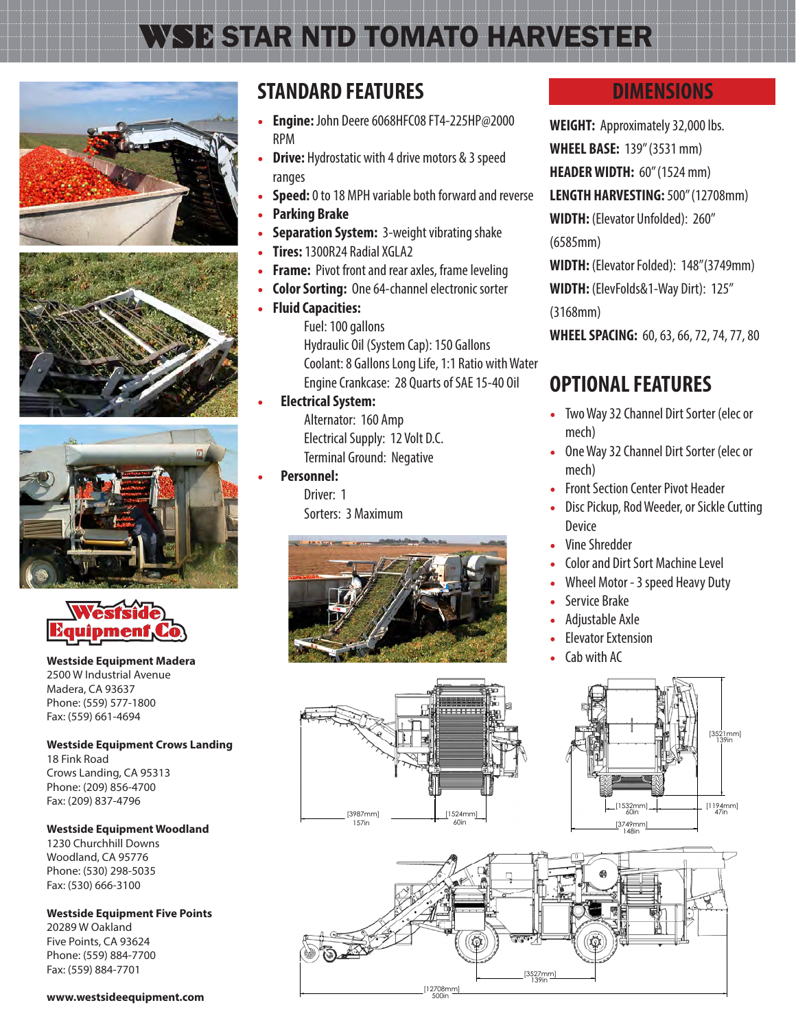# WSE STAR NTD TOMATO HARVESTER

## STANDARD FEATURES

- **Engine:** John Deere 6068HFC08 FT4-225HP@2000 RPM
- **Drive:** Hydrostatic with 4 drive motors & 3 speed ranges
- **Speed:** 0 to 18 MPH variable both forward and reverse
- **Parking Brake**
- **Separation System:** 3-weight vibrating shake
- **Tires:** 1300R24 Radial XGLA2
- **Frame:** Pivot front and rear axles, frame leveling
- **Color Sorting:** One 64-channel electronic sorter
- **Fluid Capacities:**
  - Fuel: 100 gallons
  - Hydraulic Oil (System Cap): 150 Gallons
  - Coolant: 8 Gallons Long Life, 1:1 Ratio with Water
  - Engine Crankcase: 28 Quarts of SAE 15-40 Oil
- **Electrical System:**
  - Alternator: 160 Amp
  - Electrical Supply: 12 Volt D.C.
  - Terminal Ground: Negative
- **Personnel:**
  - Driver: 1
  - Sorters: 3 Maximum

## DIMENSIONS

**WEIGHT:** Approximately 32,000 lbs.

**WHEEL BASE:** 139" (3531 mm)

**HEADER WIDTH:** 60" (1524 mm)

**LENGTH HARVESTING:** 500" (12708mm)

**WIDTH:** (Elevator Unfolded): 260" (6585mm)

**WIDTH:** (Elevator Folded): 148"(3749mm)

**WIDTH:** (ElevFolds&1-Way Dirt): 125" (3168mm)

**WHEEL SPACING:** 60, 63, 66, 72, 74, 77, 80

## OPTIONAL FEATURES

- Two Way 32 Channel Dirt Sorter (elec or mech)
- One Way 32 Channel Dirt Sorter (elec or mech)
- Front Section Center Pivot Header
- Disc Pickup, Rod Weeder, or Sickle Cutting Device
- Vine Shredder
- Color and Dirt Sort Machine Level
- Wheel Motor - 3 speed Heavy Duty
- Service Brake
- Adjustable Axle
- Elevator Extension
- Cab with AC

[3987mm]
157in

[1524mm]
60in

[3521mm]
139in

[1532mm]
60in

[1194mm]
47in

[3749mm]
148in

[3527mm]
139in

[12708mm]
500in

Westside Equipment Co.

**Westside Equipment Madera**
2500 W Industrial Avenue
Madera, CA 93637
Phone: (559) 577-1800
Fax: (559) 661-4694

**Westside Equipment Crows Landing**
18 Fink Road
Crows Landing, CA 95313
Phone: (209) 856-4700
Fax: (209) 837-4796

**Westside Equipment Woodland**
1230 Churchhill Downs
Woodland, CA 95776
Phone: (530) 298-5035
Fax: (530) 666-3100

**Westside Equipment Five Points**
20289 W Oakland
Five Points, CA 93624
Phone: (559) 884-7700
Fax: (559) 884-7701

**www.westsideequipment.com**